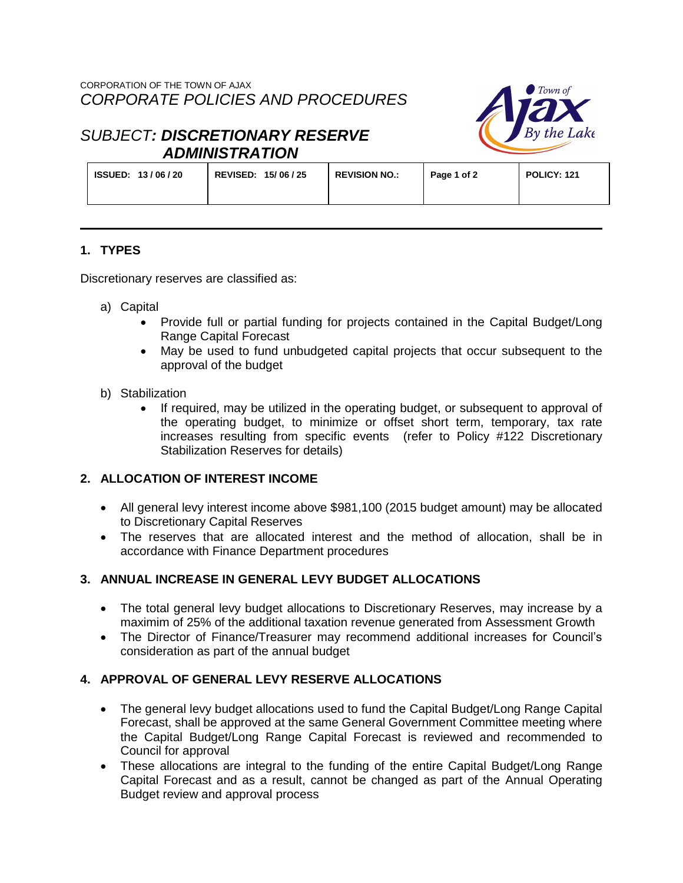CORPORATION OF THE TOWN OF AJAX

*CORPORATE POLICIES AND PROCEDURES*

# *SUBJECT: **DISCRETIONARY RESERVE ADMINISTRATION***

| ISSUED: 13 / 06 / 20 | REVISED: 15/ 06 / 25 | REVISION NO.: | Page 1 of 2 | POLICY: 121 |
|---|---|---|---|---|

## 1. TYPES

Discretionary reserves are classified as:

a) Capital
   - Provide full or partial funding for projects contained in the Capital Budget/Long Range Capital Forecast
   - May be used to fund unbudgeted capital projects that occur subsequent to the approval of the budget

b) Stabilization
   - If required, may be utilized in the operating budget, or subsequent to approval of the operating budget, to minimize or offset short term, temporary, tax rate increases resulting from specific events (refer to Policy #122 Discretionary Stabilization Reserves for details)

## 2. ALLOCATION OF INTEREST INCOME

- All general levy interest income above $981,100 (2015 budget amount) may be allocated to Discretionary Capital Reserves
- The reserves that are allocated interest and the method of allocation, shall be in accordance with Finance Department procedures

## 3. ANNUAL INCREASE IN GENERAL LEVY BUDGET ALLOCATIONS

- The total general levy budget allocations to Discretionary Reserves, may increase by a maximim of 25% of the additional taxation revenue generated from Assessment Growth
- The Director of Finance/Treasurer may recommend additional increases for Council's consideration as part of the annual budget

## 4. APPROVAL OF GENERAL LEVY RESERVE ALLOCATIONS

- The general levy budget allocations used to fund the Capital Budget/Long Range Capital Forecast, shall be approved at the same General Government Committee meeting where the Capital Budget/Long Range Capital Forecast is reviewed and recommended to Council for approval
- These allocations are integral to the funding of the entire Capital Budget/Long Range Capital Forecast and as a result, cannot be changed as part of the Annual Operating Budget review and approval process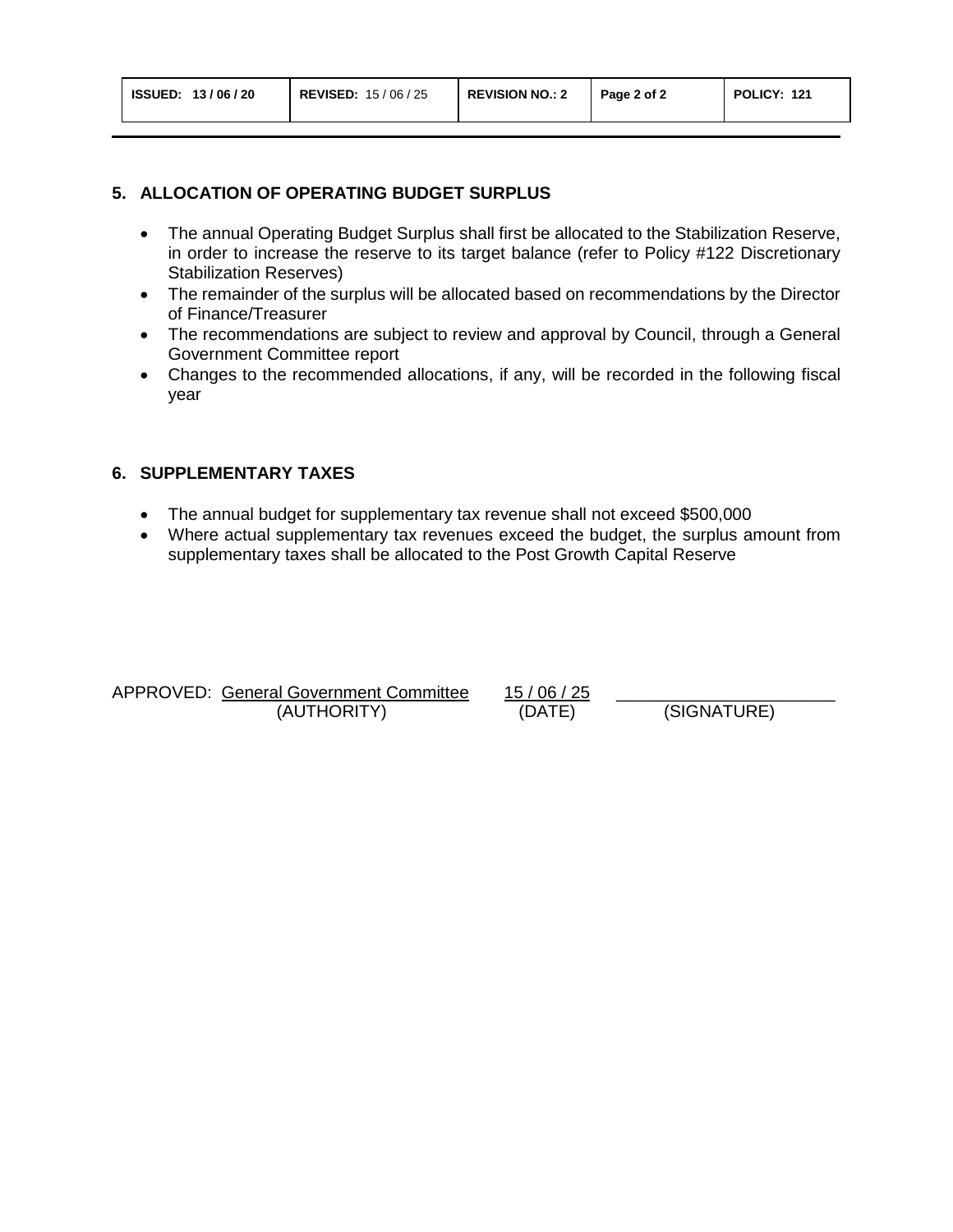## 5. ALLOCATION OF OPERATING BUDGET SURPLUS

- The annual Operating Budget Surplus shall first be allocated to the Stabilization Reserve, in order to increase the reserve to its target balance (refer to Policy #122 Discretionary Stabilization Reserves)
- The remainder of the surplus will be allocated based on recommendations by the Director of Finance/Treasurer
- The recommendations are subject to review and approval by Council, through a General Government Committee report
- Changes to the recommended allocations, if any, will be recorded in the following fiscal year

## 6. SUPPLEMENTARY TAXES

- The annual budget for supplementary tax revenue shall not exceed $500,000
- Where actual supplementary tax revenues exceed the budget, the surplus amount from supplementary taxes shall be allocated to the Post Growth Capital Reserve

APPROVED: General Government Committee (AUTHORITY) 15 / 06 / 25 (DATE) ______________________ (SIGNATURE)